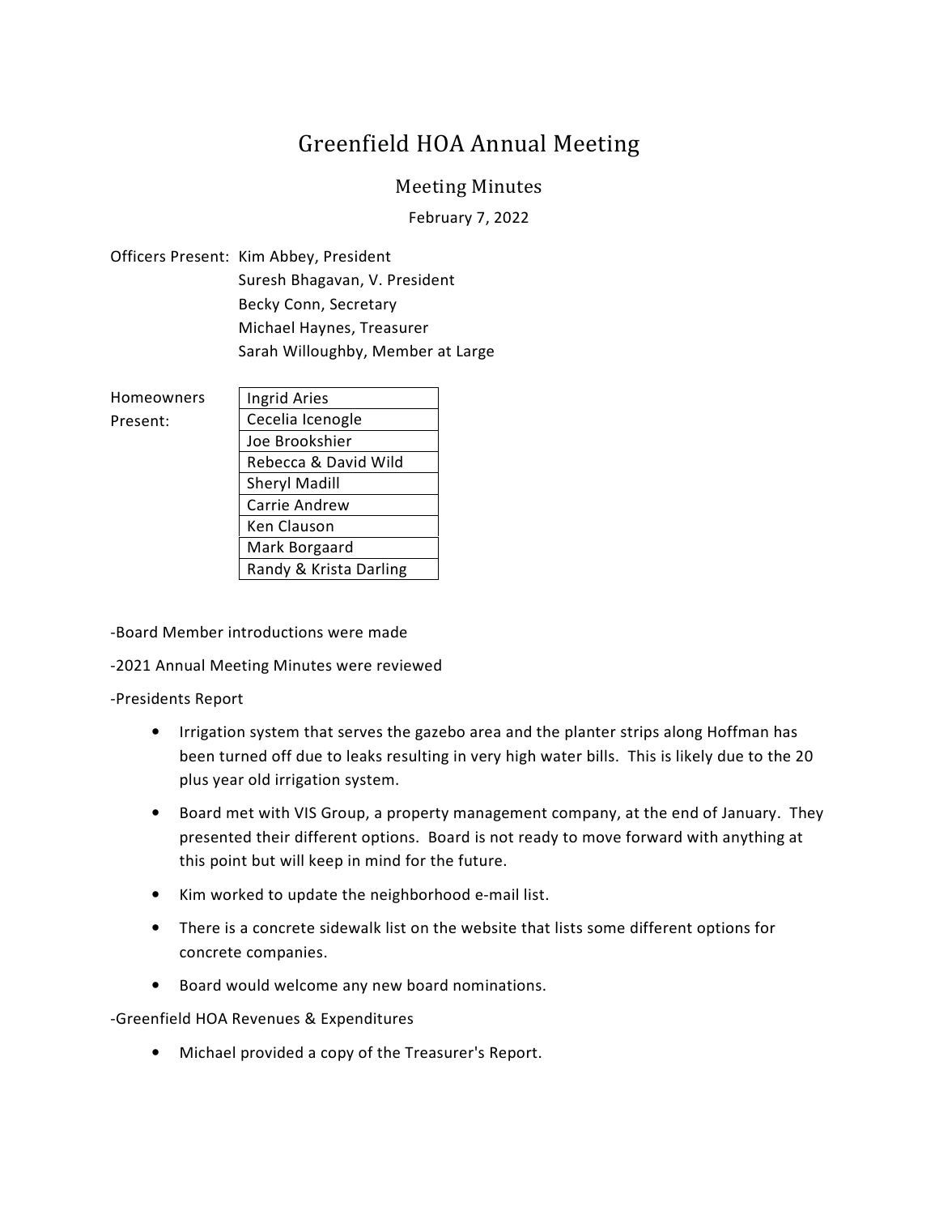# Greenfield HOA Annual Meeting

## Meeting Minutes

February 7, 2022

Officers Present: Kim Abbey, President
Suresh Bhagavan, V. President
Becky Conn, Secretary
Michael Haynes, Treasurer
Sarah Willoughby, Member at Large

Homeowners Present:

| Homeowners Present |
|---|
| Ingrid Aries |
| Cecelia Icenogle |
| Joe Brookshier |
| Rebecca & David Wild |
| Sheryl Madill |
| Carrie Andrew |
| Ken Clauson |
| Mark Borgaard |
| Randy & Krista Darling |

-Board Member introductions were made

-2021 Annual Meeting Minutes were reviewed

-Presidents Report

- Irrigation system that serves the gazebo area and the planter strips along Hoffman has been turned off due to leaks resulting in very high water bills. This is likely due to the 20 plus year old irrigation system.
- Board met with VIS Group, a property management company, at the end of January. They presented their different options. Board is not ready to move forward with anything at this point but will keep in mind for the future.
- Kim worked to update the neighborhood e-mail list.
- There is a concrete sidewalk list on the website that lists some different options for concrete companies.
- Board would welcome any new board nominations.

-Greenfield HOA Revenues & Expenditures

- Michael provided a copy of the Treasurer's Report.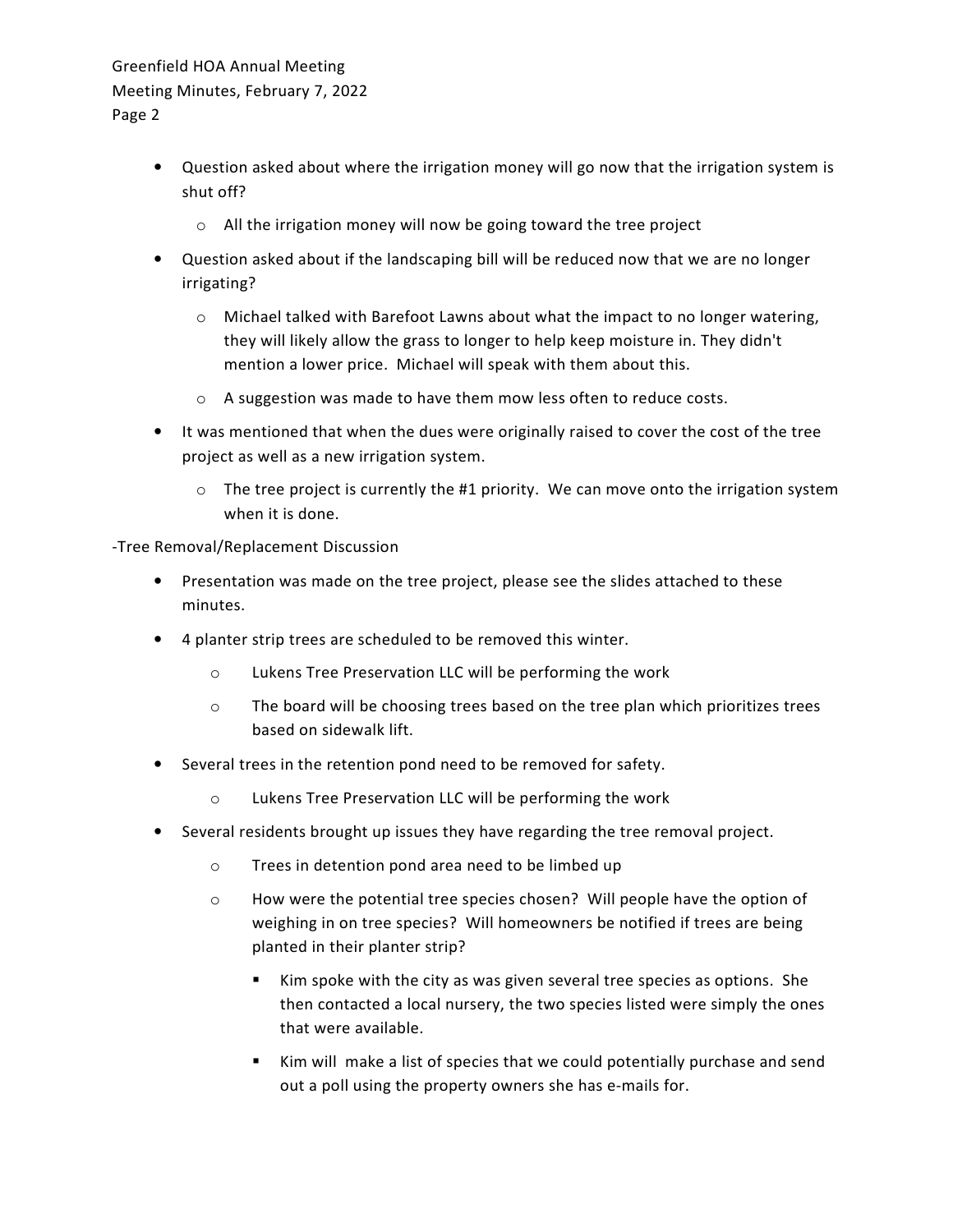- Question asked about where the irrigation money will go now that the irrigation system is shut off?
  - All the irrigation money will now be going toward the tree project
- Question asked about if the landscaping bill will be reduced now that we are no longer irrigating?
  - Michael talked with Barefoot Lawns about what the impact to no longer watering, they will likely allow the grass to longer to help keep moisture in. They didn't mention a lower price. Michael will speak with them about this.
  - A suggestion was made to have them mow less often to reduce costs.
- It was mentioned that when the dues were originally raised to cover the cost of the tree project as well as a new irrigation system.
  - The tree project is currently the #1 priority. We can move onto the irrigation system when it is done.

-Tree Removal/Replacement Discussion

- Presentation was made on the tree project, please see the slides attached to these minutes.
- 4 planter strip trees are scheduled to be removed this winter.
  - Lukens Tree Preservation LLC will be performing the work
  - The board will be choosing trees based on the tree plan which prioritizes trees based on sidewalk lift.
- Several trees in the retention pond need to be removed for safety.
  - Lukens Tree Preservation LLC will be performing the work
- Several residents brought up issues they have regarding the tree removal project.
  - Trees in detention pond area need to be limbed up
  - How were the potential tree species chosen? Will people have the option of weighing in on tree species? Will homeowners be notified if trees are being planted in their planter strip?
    - Kim spoke with the city as was given several tree species as options. She then contacted a local nursery, the two species listed were simply the ones that were available.
    - Kim will make a list of species that we could potentially purchase and send out a poll using the property owners she has e-mails for.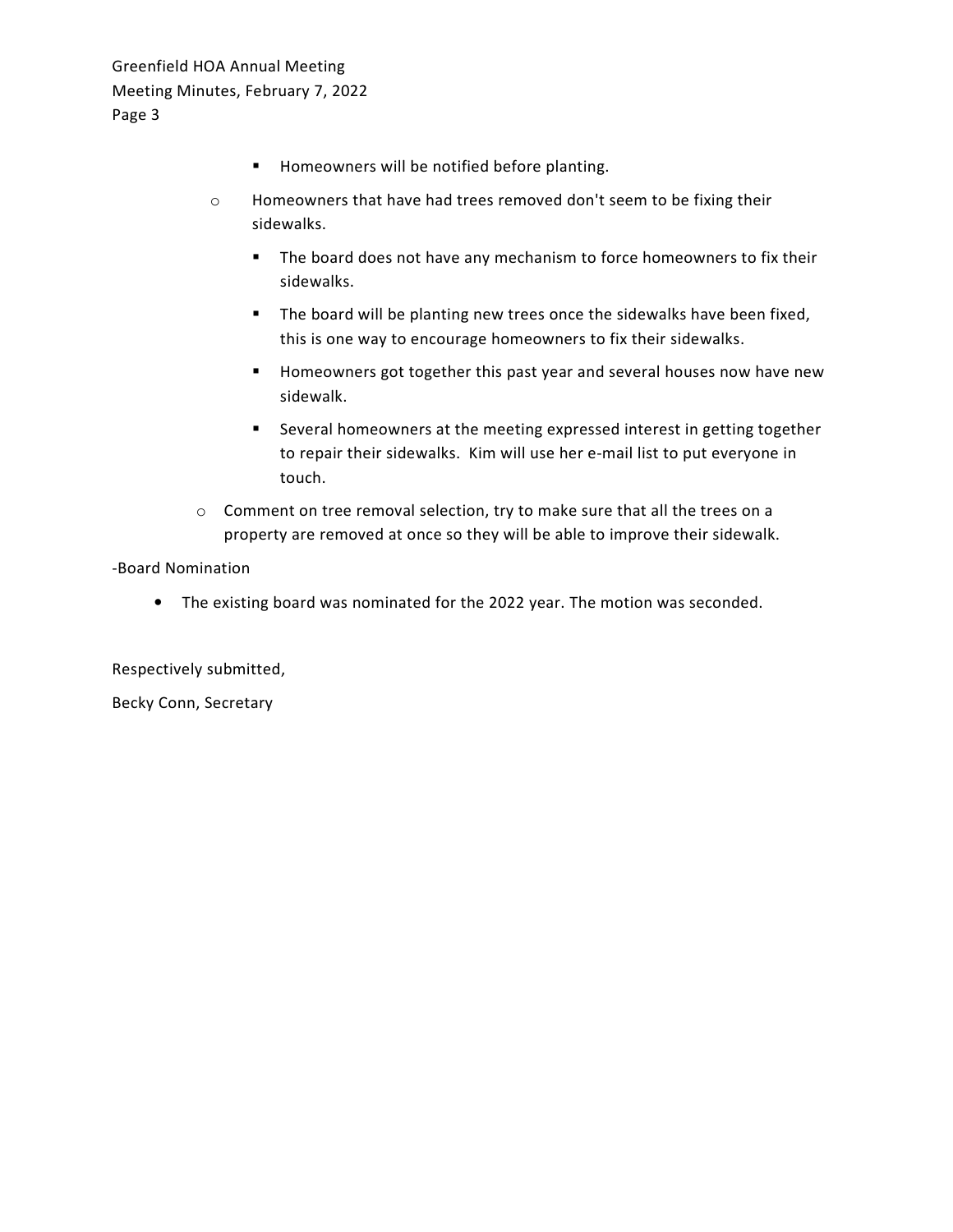- Homeowners will be notified before planting.
  - Homeowners that have had trees removed don't seem to be fixing their sidewalks.
      - The board does not have any mechanism to force homeowners to fix their sidewalks.
      - The board will be planting new trees once the sidewalks have been fixed, this is one way to encourage homeowners to fix their sidewalks.
      - Homeowners got together this past year and several houses now have new sidewalk.
      - Several homeowners at the meeting expressed interest in getting together to repair their sidewalks. Kim will use her e-mail list to put everyone in touch.
  - Comment on tree removal selection, try to make sure that all the trees on a property are removed at once so they will be able to improve their sidewalk.

-Board Nomination

- The existing board was nominated for the 2022 year. The motion was seconded.

Respectively submitted,

Becky Conn, Secretary